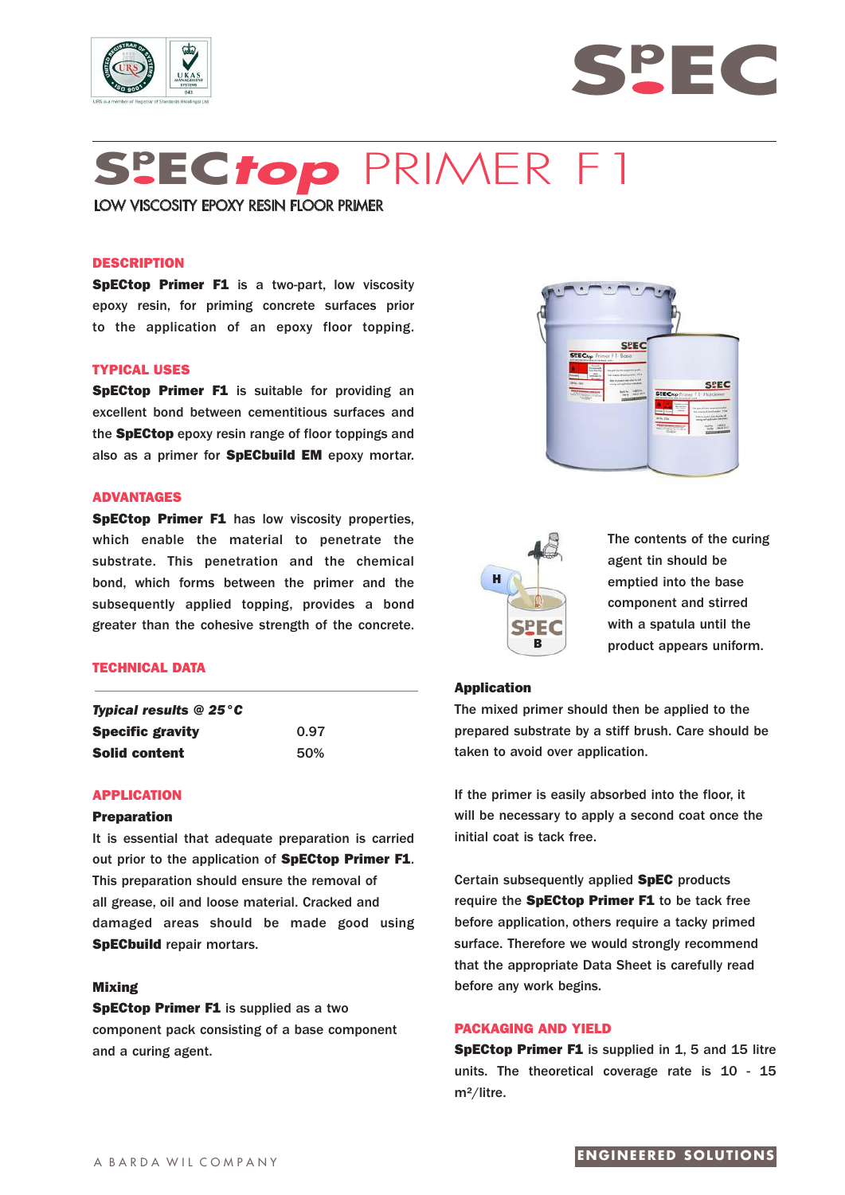# SpECtop PRIMER F1

LOW VISCOSITY EPOXY RESIN FLOOR PRIMER

## DESCRIPTION

**SpECtop Primer F1** is a two-part, low viscosity epoxy resin, for priming concrete surfaces prior to the application of an epoxy floor topping.

## TYPICAL USES

**SpECtop Primer F1** is suitable for providing an excellent bond between cementitious surfaces and the **SpECtop** epoxy resin range of floor toppings and also as a primer for **SpECbuild EM** epoxy mortar.

## ADVANTAGES

**SpECtop Primer F1** has low viscosity properties, which enable the material to penetrate the substrate. This penetration and the chemical bond, which forms between the primer and the subsequently applied topping, provides a bond greater than the cohesive strength of the concrete.

## TECHNICAL DATA

| ***Typical results @ 25°C*** | |
|---|---|
| **Specific gravity** | 0.97 |
| **Solid content** | 50% |

## APPLICATION

### Preparation

It is essential that adequate preparation is carried out prior to the application of **SpECtop Primer F1**. This preparation should ensure the removal of all grease, oil and loose material. Cracked and damaged areas should be made good using **SpECbuild** repair mortars.

### Mixing

**SpECtop Primer F1** is supplied as a two component pack consisting of a base component and a curing agent.

The contents of the curing agent tin should be emptied into the base component and stirred with a spatula until the product appears uniform.

### Application

The mixed primer should then be applied to the prepared substrate by a stiff brush. Care should be taken to avoid over application.

If the primer is easily absorbed into the floor, it will be necessary to apply a second coat once the initial coat is tack free.

Certain subsequently applied **SpEC** products require the **SpECtop Primer F1** to be tack free before application, others require a tacky primed surface. Therefore we would strongly recommend that the appropriate Data Sheet is carefully read before any work begins.

## PACKAGING AND YIELD

**SpECtop Primer F1** is supplied in 1, 5 and 15 litre units. The theoretical coverage rate is 10 - 15 m²/litre.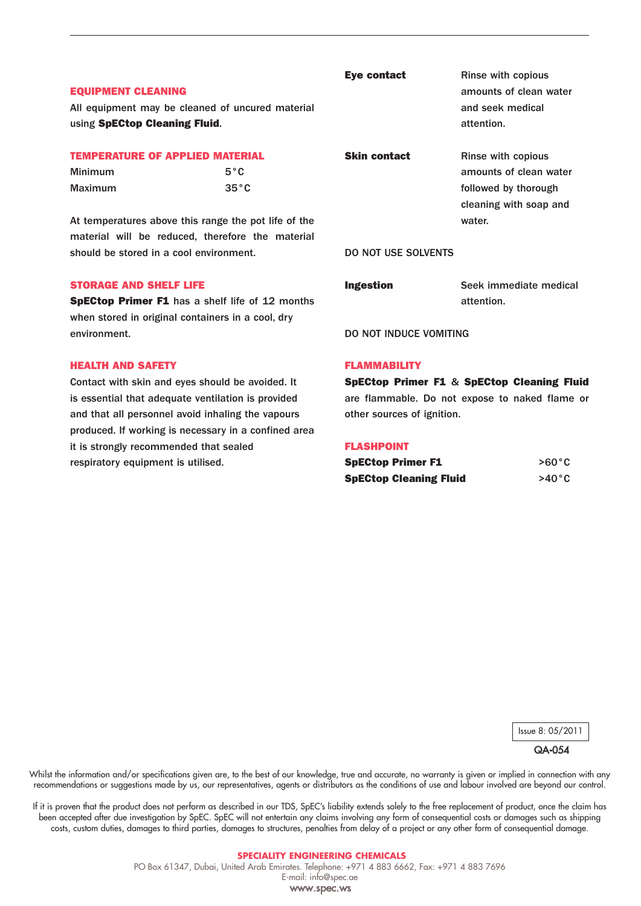## EQUIPMENT CLEANING

All equipment may be cleaned of uncured material using **SpECtop Cleaning Fluid**.

## TEMPERATURE OF APPLIED MATERIAL

| | |
|---|---|
| Minimum | 5°C |
| Maximum | 35°C |

At temperatures above this range the pot life of the material will be reduced, therefore the material should be stored in a cool environment.

## STORAGE AND SHELF LIFE

**SpECtop Primer F1** has a shelf life of 12 months when stored in original containers in a cool, dry environment.

## HEALTH AND SAFETY

Contact with skin and eyes should be avoided. It is essential that adequate ventilation is provided and that all personnel avoid inhaling the vapours produced. If working is necessary in a confined area it is strongly recommended that sealed respiratory equipment is utilised.

| | |
|---|---|
| **Eye contact** | Rinse with copious amounts of clean water and seek medical attention. |
| **Skin contact** | Rinse with copious amounts of clean water followed by thorough cleaning with soap and water. |

DO NOT USE SOLVENTS

| | |
|---|---|
| **Ingestion** | Seek immediate medical attention. |

DO NOT INDUCE VOMITING

## FLAMMABILITY

**SpECtop Primer F1** & **SpECtop Cleaning Fluid** are flammable. Do not expose to naked flame or other sources of ignition.

## FLASHPOINT

| | |
|---|---|
| **SpECtop Primer F1** | >60°C |
| **SpECtop Cleaning Fluid** | >40°C |

Issue 8: 05/2011

QA-054

Whilst the information and/or specifications given are, to the best of our knowledge, true and accurate, no warranty is given or implied in connection with any recommendations or suggestions made by us, our representatives, agents or distributors as the conditions of use and labour involved are beyond our control.

If it is proven that the product does not perform as described in our TDS, SpEC's liability extends solely to the free replacement of product, once the claim has been accepted after due investigation by SpEC. SpEC will not entertain any claims involving any form of consequential costs or damages such as shipping costs, custom duties, damages to third parties, damages to structures, penalties from delay of a project or any other form of consequential damage.

**SPECIALITY ENGINEERING CHEMICALS**

PO Box 61347, Dubai, United Arab Emirates. Telephone: +971 4 883 6662, Fax: +971 4 883 7696

E-mail: info@spec.ae

www.spec.ws